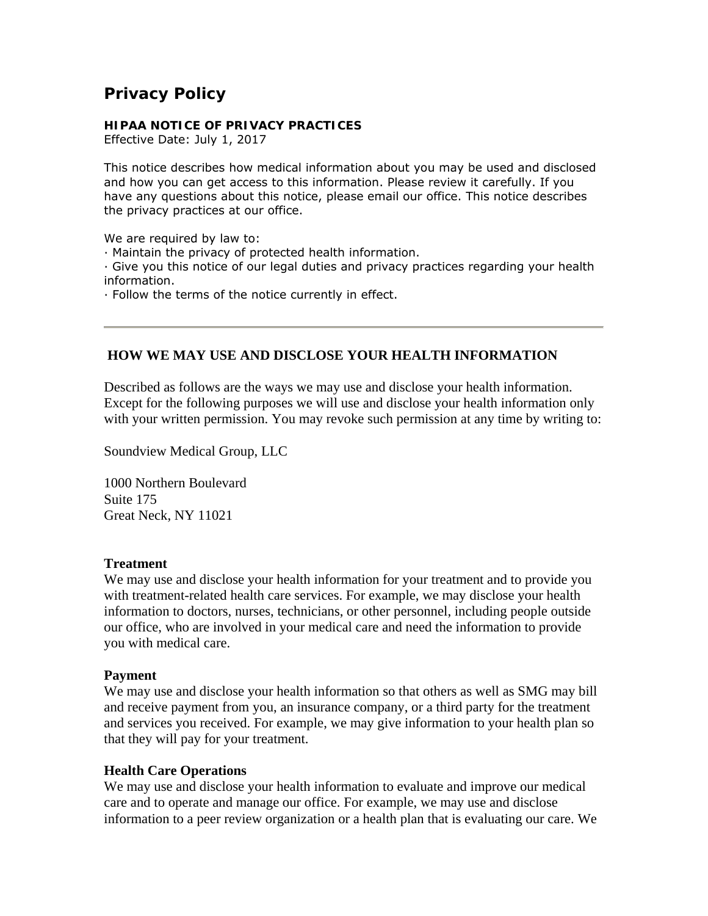# Privacy Policy

**HIPAA NOTICE OF PRIVACY PRACTICES**
Effective Date: July 1, 2017

This notice describes how medical information about you may be used and disclosed and how you can get access to this information. Please review it carefully. If you have any questions about this notice, please email our office. This notice describes the privacy practices at our office.

We are required by law to:
· Maintain the privacy of protected health information.
· Give you this notice of our legal duties and privacy practices regarding your health information.
· Follow the terms of the notice currently in effect.

---

## HOW WE MAY USE AND DISCLOSE YOUR HEALTH INFORMATION

Described as follows are the ways we may use and disclose your health information. Except for the following purposes we will use and disclose your health information only with your written permission. You may revoke such permission at any time by writing to:

Soundview Medical Group, LLC

1000 Northern Boulevard
Suite 175
Great Neck, NY 11021

**Treatment**
We may use and disclose your health information for your treatment and to provide you with treatment-related health care services. For example, we may disclose your health information to doctors, nurses, technicians, or other personnel, including people outside our office, who are involved in your medical care and need the information to provide you with medical care.

**Payment**
We may use and disclose your health information so that others as well as SMG may bill and receive payment from you, an insurance company, or a third party for the treatment and services you received. For example, we may give information to your health plan so that they will pay for your treatment.

**Health Care Operations**
We may use and disclose your health information to evaluate and improve our medical care and to operate and manage our office. For example, we may use and disclose information to a peer review organization or a health plan that is evaluating our care. We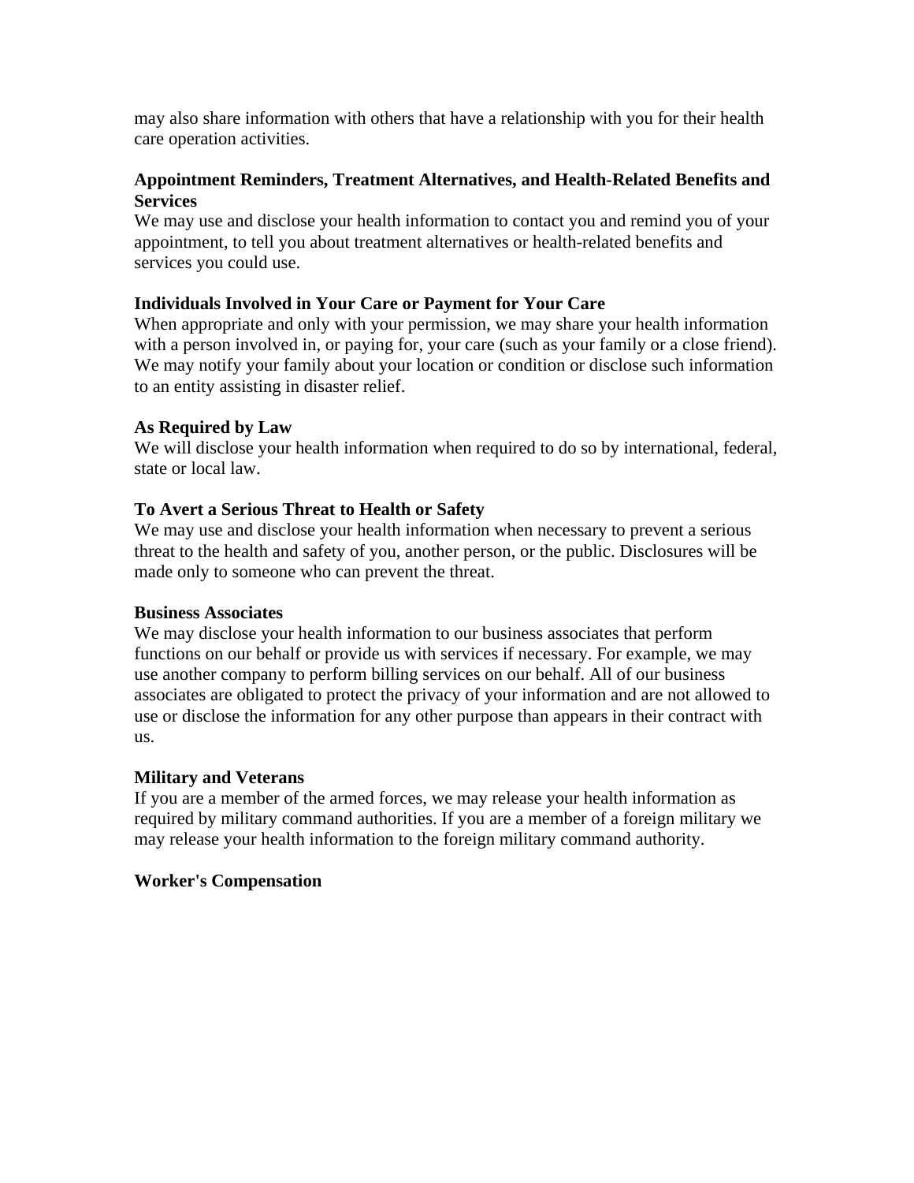may also share information with others that have a relationship with you for their health care operation activities.

**Appointment Reminders, Treatment Alternatives, and Health-Related Benefits and Services**

We may use and disclose your health information to contact you and remind you of your appointment, to tell you about treatment alternatives or health-related benefits and services you could use.

**Individuals Involved in Your Care or Payment for Your Care**

When appropriate and only with your permission, we may share your health information with a person involved in, or paying for, your care (such as your family or a close friend). We may notify your family about your location or condition or disclose such information to an entity assisting in disaster relief.

**As Required by Law**

We will disclose your health information when required to do so by international, federal, state or local law.

**To Avert a Serious Threat to Health or Safety**

We may use and disclose your health information when necessary to prevent a serious threat to the health and safety of you, another person, or the public. Disclosures will be made only to someone who can prevent the threat.

**Business Associates**

We may disclose your health information to our business associates that perform functions on our behalf or provide us with services if necessary. For example, we may use another company to perform billing services on our behalf. All of our business associates are obligated to protect the privacy of your information and are not allowed to use or disclose the information for any other purpose than appears in their contract with us.

**Military and Veterans**

If you are a member of the armed forces, we may release your health information as required by military command authorities. If you are a member of a foreign military we may release your health information to the foreign military command authority.

**Worker's Compensation**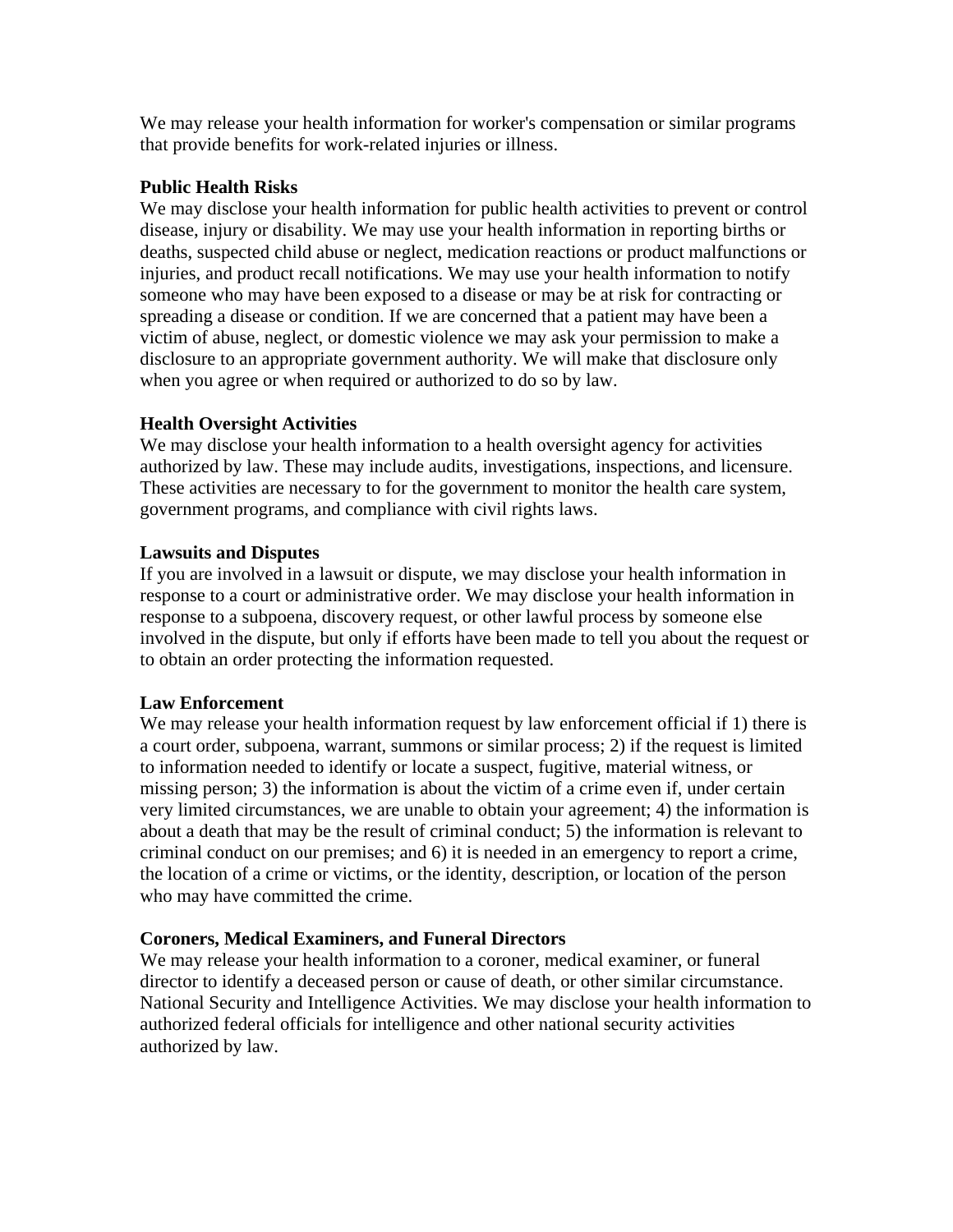We may release your health information for worker's compensation or similar programs that provide benefits for work-related injuries or illness.

**Public Health Risks**
We may disclose your health information for public health activities to prevent or control disease, injury or disability. We may use your health information in reporting births or deaths, suspected child abuse or neglect, medication reactions or product malfunctions or injuries, and product recall notifications. We may use your health information to notify someone who may have been exposed to a disease or may be at risk for contracting or spreading a disease or condition. If we are concerned that a patient may have been a victim of abuse, neglect, or domestic violence we may ask your permission to make a disclosure to an appropriate government authority. We will make that disclosure only when you agree or when required or authorized to do so by law.

**Health Oversight Activities**
We may disclose your health information to a health oversight agency for activities authorized by law. These may include audits, investigations, inspections, and licensure. These activities are necessary to for the government to monitor the health care system, government programs, and compliance with civil rights laws.

**Lawsuits and Disputes**
If you are involved in a lawsuit or dispute, we may disclose your health information in response to a court or administrative order. We may disclose your health information in response to a subpoena, discovery request, or other lawful process by someone else involved in the dispute, but only if efforts have been made to tell you about the request or to obtain an order protecting the information requested.

**Law Enforcement**
We may release your health information request by law enforcement official if 1) there is a court order, subpoena, warrant, summons or similar process; 2) if the request is limited to information needed to identify or locate a suspect, fugitive, material witness, or missing person; 3) the information is about the victim of a crime even if, under certain very limited circumstances, we are unable to obtain your agreement; 4) the information is about a death that may be the result of criminal conduct; 5) the information is relevant to criminal conduct on our premises; and 6) it is needed in an emergency to report a crime, the location of a crime or victims, or the identity, description, or location of the person who may have committed the crime.

**Coroners, Medical Examiners, and Funeral Directors**
We may release your health information to a coroner, medical examiner, or funeral director to identify a deceased person or cause of death, or other similar circumstance. National Security and Intelligence Activities. We may disclose your health information to authorized federal officials for intelligence and other national security activities authorized by law.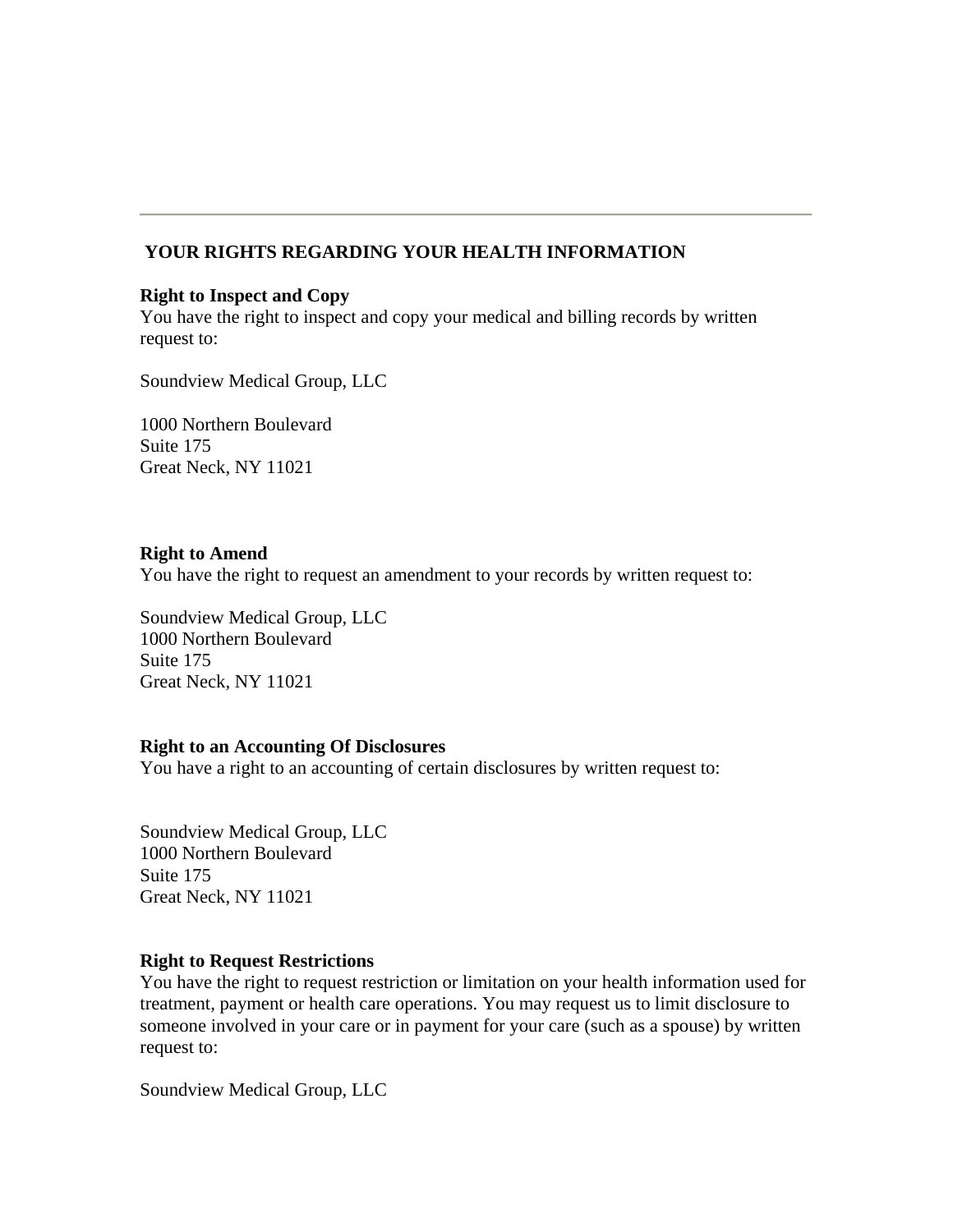---

## YOUR RIGHTS REGARDING YOUR HEALTH INFORMATION

**Right to Inspect and Copy**
You have the right to inspect and copy your medical and billing records by written request to:

Soundview Medical Group, LLC

1000 Northern Boulevard
Suite 175
Great Neck, NY 11021

**Right to Amend**
You have the right to request an amendment to your records by written request to:

Soundview Medical Group, LLC
1000 Northern Boulevard
Suite 175
Great Neck, NY 11021

**Right to an Accounting Of Disclosures**
You have a right to an accounting of certain disclosures by written request to:

Soundview Medical Group, LLC
1000 Northern Boulevard
Suite 175
Great Neck, NY 11021

**Right to Request Restrictions**
You have the right to request restriction or limitation on your health information used for treatment, payment or health care operations. You may request us to limit disclosure to someone involved in your care or in payment for your care (such as a spouse) by written request to:

Soundview Medical Group, LLC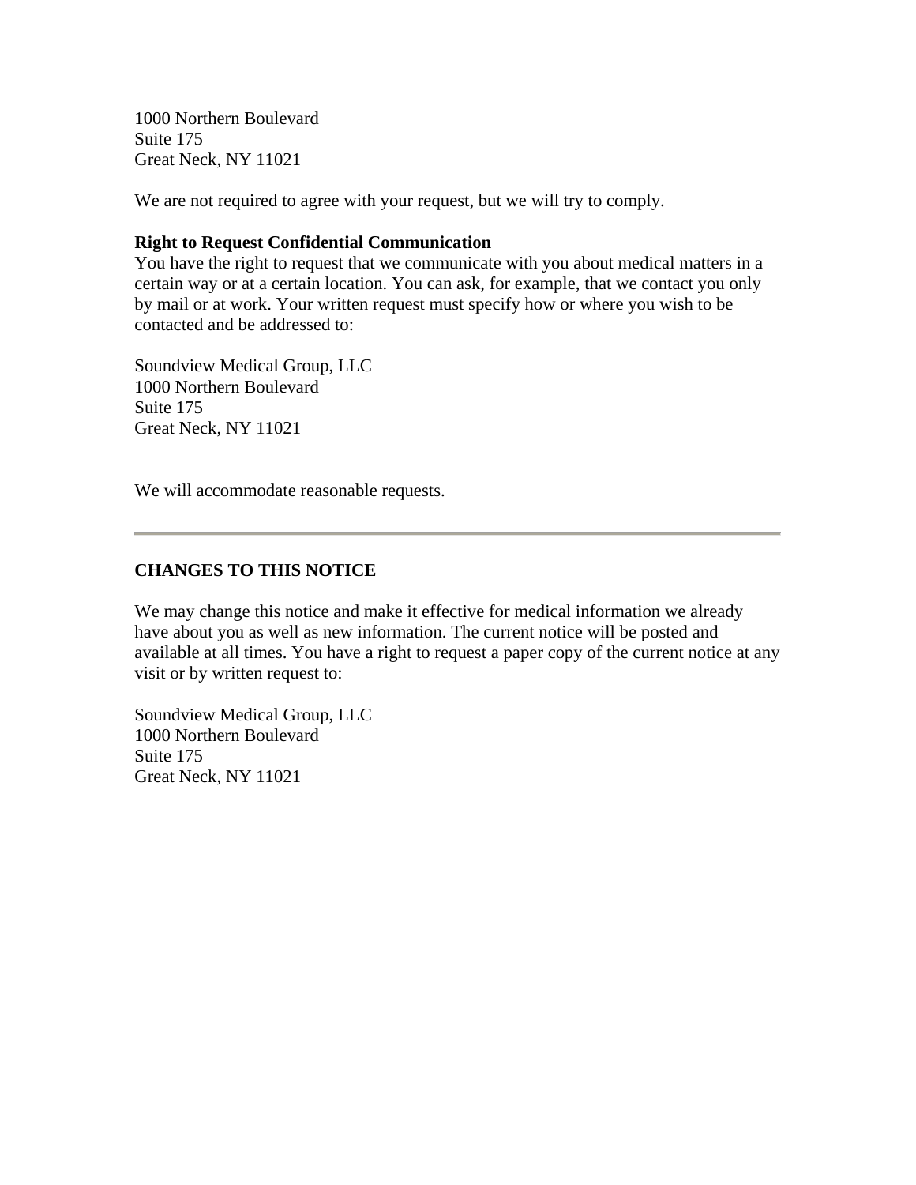1000 Northern Boulevard
Suite 175
Great Neck, NY 11021

We are not required to agree with your request, but we will try to comply.

**Right to Request Confidential Communication**
You have the right to request that we communicate with you about medical matters in a certain way or at a certain location. You can ask, for example, that we contact you only by mail or at work. Your written request must specify how or where you wish to be contacted and be addressed to:

Soundview Medical Group, LLC
1000 Northern Boulevard
Suite 175
Great Neck, NY 11021

We will accommodate reasonable requests.

---

**CHANGES TO THIS NOTICE**

We may change this notice and make it effective for medical information we already have about you as well as new information. The current notice will be posted and available at all times. You have a right to request a paper copy of the current notice at any visit or by written request to:

Soundview Medical Group, LLC
1000 Northern Boulevard
Suite 175
Great Neck, NY 11021